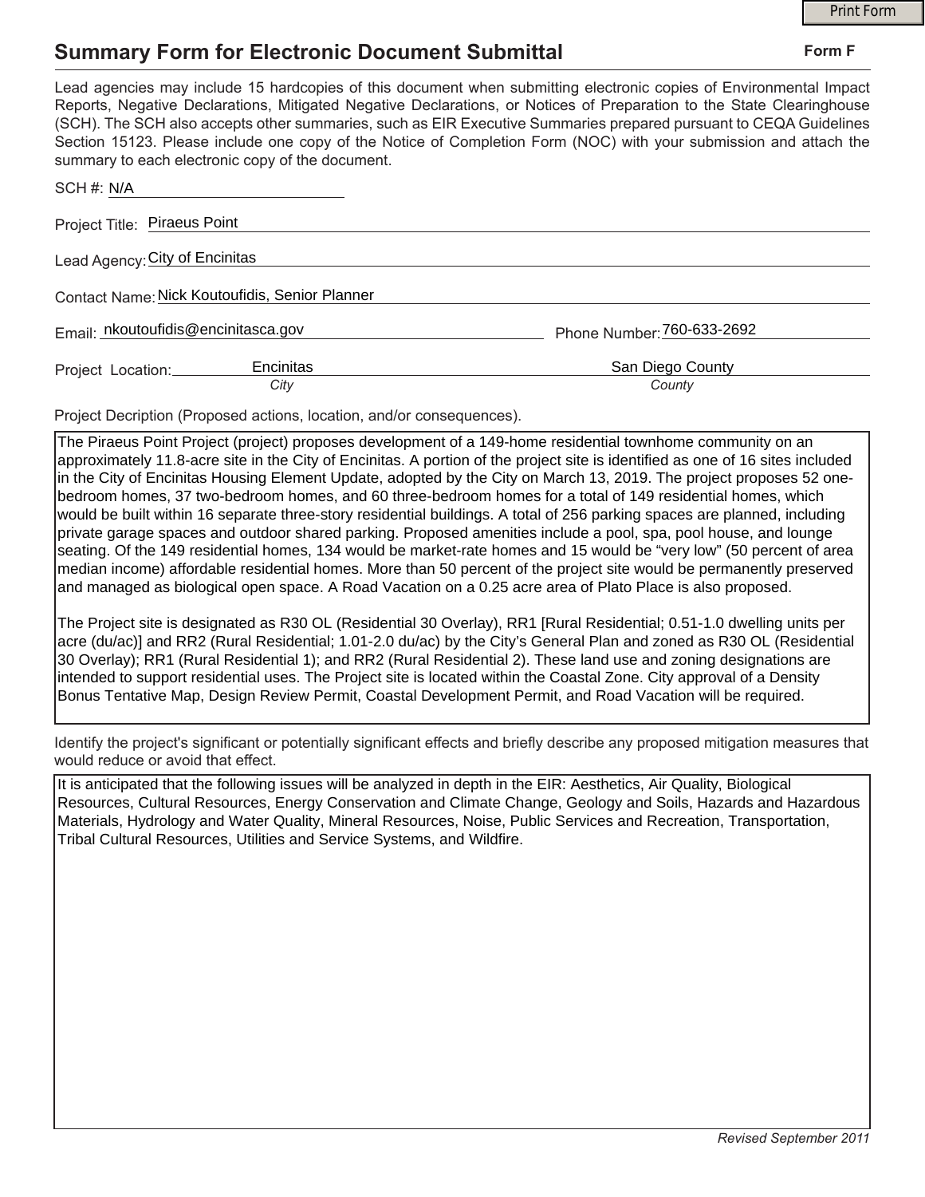# Summary Form for Electronic Document Submittal

**Form F**

Lead agencies may include 15 hardcopies of this document when submitting electronic copies of Environmental Impact Reports, Negative Declarations, Mitigated Negative Declarations, or Notices of Preparation to the State Clearinghouse (SCH). The SCH also accepts other summaries, such as EIR Executive Summaries prepared pursuant to CEQA Guidelines Section 15123. Please include one copy of the Notice of Completion Form (NOC) with your submission and attach the summary to each electronic copy of the document.

SCH #: N/A

Project Title: Piraeus Point

Lead Agency: City of Encinitas

Contact Name: Nick Koutoufidis, Senior Planner

Email: nkoutoufidis@encinitasca.gov

Phone Number: 760-633-2692

Project Location: Encinitas (*City*) San Diego County (*County*)

Project Decription (Proposed actions, location, and/or consequences).

The Piraeus Point Project (project) proposes development of a 149-home residential townhome community on an approximately 11.8-acre site in the City of Encinitas. A portion of the project site is identified as one of 16 sites included in the City of Encinitas Housing Element Update, adopted by the City on March 13, 2019. The project proposes 52 one-bedroom homes, 37 two-bedroom homes, and 60 three-bedroom homes for a total of 149 residential homes, which would be built within 16 separate three-story residential buildings. A total of 256 parking spaces are planned, including private garage spaces and outdoor shared parking. Proposed amenities include a pool, spa, pool house, and lounge seating. Of the 149 residential homes, 134 would be market-rate homes and 15 would be "very low" (50 percent of area median income) affordable residential homes. More than 50 percent of the project site would be permanently preserved and managed as biological open space. A Road Vacation on a 0.25 acre area of Plato Place is also proposed.

The Project site is designated as R30 OL (Residential 30 Overlay), RR1 [Rural Residential; 0.51-1.0 dwelling units per acre (du/ac)] and RR2 (Rural Residential; 1.01-2.0 du/ac) by the City's General Plan and zoned as R30 OL (Residential 30 Overlay); RR1 (Rural Residential 1); and RR2 (Rural Residential 2). These land use and zoning designations are intended to support residential uses. The Project site is located within the Coastal Zone. City approval of a Density Bonus Tentative Map, Design Review Permit, Coastal Development Permit, and Road Vacation will be required.

Identify the project's significant or potentially significant effects and briefly describe any proposed mitigation measures that would reduce or avoid that effect.

It is anticipated that the following issues will be analyzed in depth in the EIR: Aesthetics, Air Quality, Biological Resources, Cultural Resources, Energy Conservation and Climate Change, Geology and Soils, Hazards and Hazardous Materials, Hydrology and Water Quality, Mineral Resources, Noise, Public Services and Recreation, Transportation, Tribal Cultural Resources, Utilities and Service Systems, and Wildfire.

*Revised September 2011*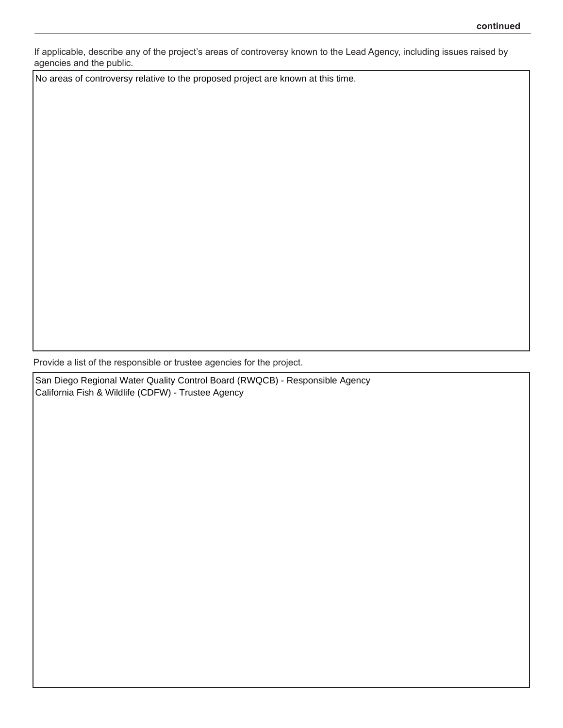If applicable, describe any of the project's areas of controversy known to the Lead Agency, including issues raised by agencies and the public.

No areas of controversy relative to the proposed project are known at this time.

Provide a list of the responsible or trustee agencies for the project.

San Diego Regional Water Quality Control Board (RWQCB) - Responsible Agency
California Fish & Wildlife (CDFW) - Trustee Agency